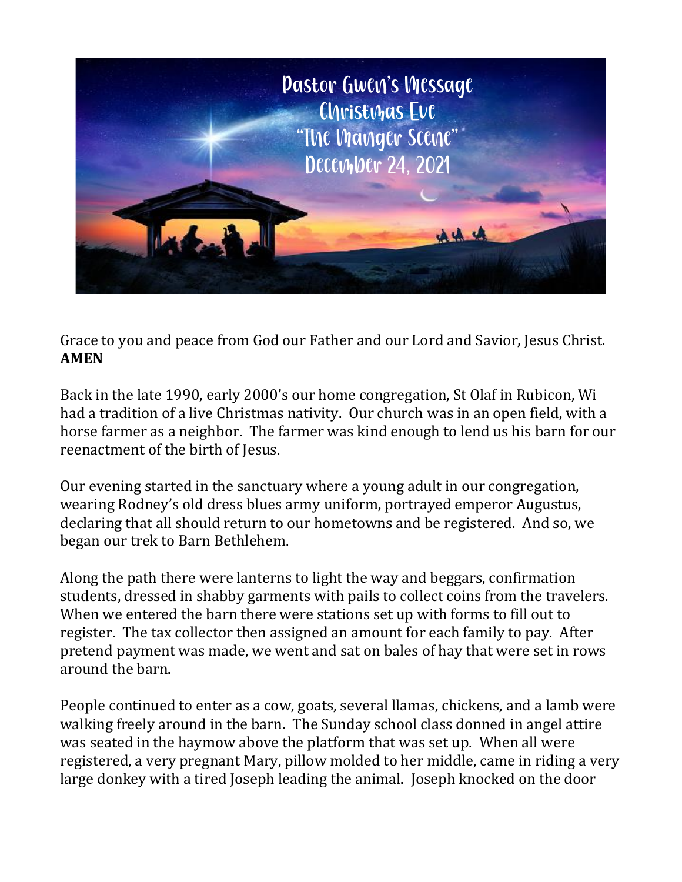# Pastor Gwen's Message
## Christmas Eve
## "The Manger Scene"
## December 24, 2021

Grace to you and peace from God our Father and our Lord and Savior, Jesus Christ.
**AMEN**

Back in the late 1990, early 2000's our home congregation, St Olaf in Rubicon, Wi had a tradition of a live Christmas nativity. Our church was in an open field, with a horse farmer as a neighbor. The farmer was kind enough to lend us his barn for our reenactment of the birth of Jesus.

Our evening started in the sanctuary where a young adult in our congregation, wearing Rodney's old dress blues army uniform, portrayed emperor Augustus, declaring that all should return to our hometowns and be registered. And so, we began our trek to Barn Bethlehem.

Along the path there were lanterns to light the way and beggars, confirmation students, dressed in shabby garments with pails to collect coins from the travelers. When we entered the barn there were stations set up with forms to fill out to register. The tax collector then assigned an amount for each family to pay. After pretend payment was made, we went and sat on bales of hay that were set in rows around the barn.

People continued to enter as a cow, goats, several llamas, chickens, and a lamb were walking freely around in the barn. The Sunday school class donned in angel attire was seated in the haymow above the platform that was set up. When all were registered, a very pregnant Mary, pillow molded to her middle, came in riding a very large donkey with a tired Joseph leading the animal. Joseph knocked on the door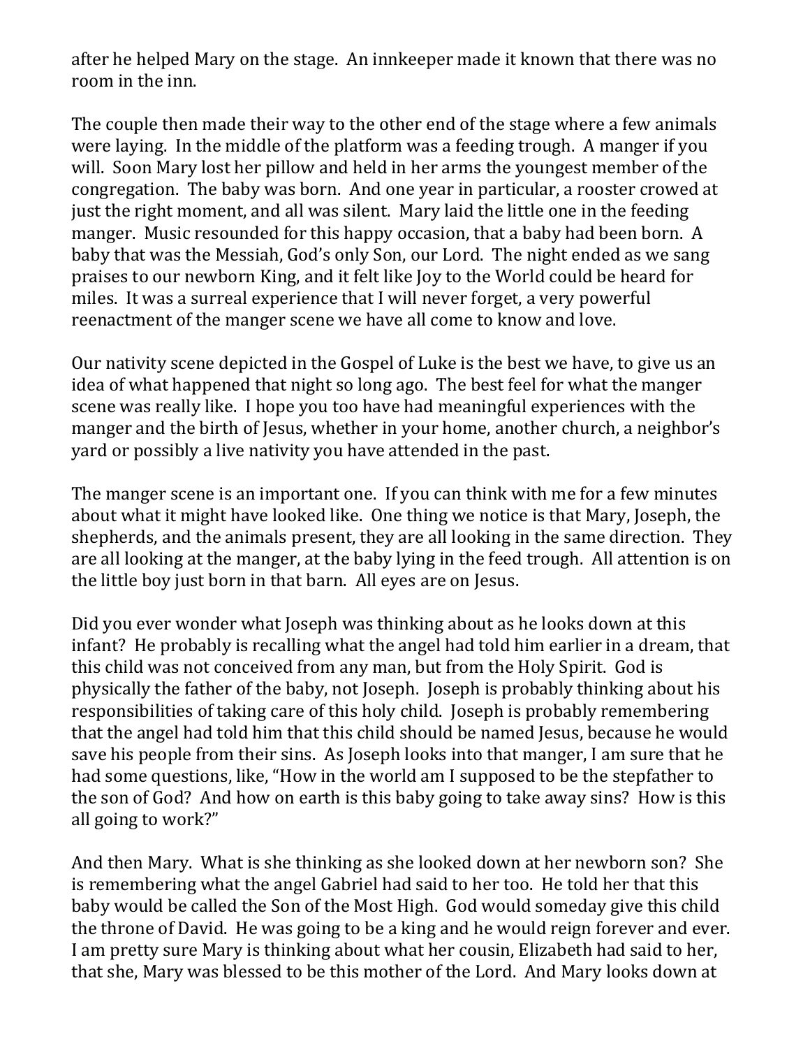after he helped Mary on the stage. An innkeeper made it known that there was no room in the inn.

The couple then made their way to the other end of the stage where a few animals were laying. In the middle of the platform was a feeding trough. A manger if you will. Soon Mary lost her pillow and held in her arms the youngest member of the congregation. The baby was born. And one year in particular, a rooster crowed at just the right moment, and all was silent. Mary laid the little one in the feeding manger. Music resounded for this happy occasion, that a baby had been born. A baby that was the Messiah, God's only Son, our Lord. The night ended as we sang praises to our newborn King, and it felt like Joy to the World could be heard for miles. It was a surreal experience that I will never forget, a very powerful reenactment of the manger scene we have all come to know and love.

Our nativity scene depicted in the Gospel of Luke is the best we have, to give us an idea of what happened that night so long ago. The best feel for what the manger scene was really like. I hope you too have had meaningful experiences with the manger and the birth of Jesus, whether in your home, another church, a neighbor's yard or possibly a live nativity you have attended in the past.

The manger scene is an important one. If you can think with me for a few minutes about what it might have looked like. One thing we notice is that Mary, Joseph, the shepherds, and the animals present, they are all looking in the same direction. They are all looking at the manger, at the baby lying in the feed trough. All attention is on the little boy just born in that barn. All eyes are on Jesus.

Did you ever wonder what Joseph was thinking about as he looks down at this infant? He probably is recalling what the angel had told him earlier in a dream, that this child was not conceived from any man, but from the Holy Spirit. God is physically the father of the baby, not Joseph. Joseph is probably thinking about his responsibilities of taking care of this holy child. Joseph is probably remembering that the angel had told him that this child should be named Jesus, because he would save his people from their sins. As Joseph looks into that manger, I am sure that he had some questions, like, "How in the world am I supposed to be the stepfather to the son of God? And how on earth is this baby going to take away sins? How is this all going to work?"

And then Mary. What is she thinking as she looked down at her newborn son? She is remembering what the angel Gabriel had said to her too. He told her that this baby would be called the Son of the Most High. God would someday give this child the throne of David. He was going to be a king and he would reign forever and ever. I am pretty sure Mary is thinking about what her cousin, Elizabeth had said to her, that she, Mary was blessed to be this mother of the Lord. And Mary looks down at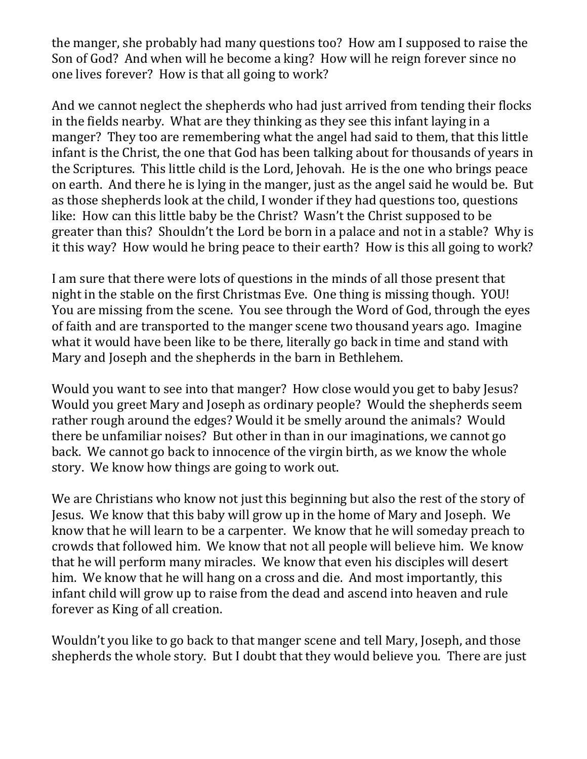the manger, she probably had many questions too? How am I supposed to raise the Son of God? And when will he become a king? How will he reign forever since no one lives forever? How is that all going to work?

And we cannot neglect the shepherds who had just arrived from tending their flocks in the fields nearby. What are they thinking as they see this infant laying in a manger? They too are remembering what the angel had said to them, that this little infant is the Christ, the one that God has been talking about for thousands of years in the Scriptures. This little child is the Lord, Jehovah. He is the one who brings peace on earth. And there he is lying in the manger, just as the angel said he would be. But as those shepherds look at the child, I wonder if they had questions too, questions like: How can this little baby be the Christ? Wasn't the Christ supposed to be greater than this? Shouldn't the Lord be born in a palace and not in a stable? Why is it this way? How would he bring peace to their earth? How is this all going to work?

I am sure that there were lots of questions in the minds of all those present that night in the stable on the first Christmas Eve. One thing is missing though. YOU! You are missing from the scene. You see through the Word of God, through the eyes of faith and are transported to the manger scene two thousand years ago. Imagine what it would have been like to be there, literally go back in time and stand with Mary and Joseph and the shepherds in the barn in Bethlehem.

Would you want to see into that manger? How close would you get to baby Jesus? Would you greet Mary and Joseph as ordinary people? Would the shepherds seem rather rough around the edges? Would it be smelly around the animals? Would there be unfamiliar noises? But other in than in our imaginations, we cannot go back. We cannot go back to innocence of the virgin birth, as we know the whole story. We know how things are going to work out.

We are Christians who know not just this beginning but also the rest of the story of Jesus. We know that this baby will grow up in the home of Mary and Joseph. We know that he will learn to be a carpenter. We know that he will someday preach to crowds that followed him. We know that not all people will believe him. We know that he will perform many miracles. We know that even his disciples will desert him. We know that he will hang on a cross and die. And most importantly, this infant child will grow up to raise from the dead and ascend into heaven and rule forever as King of all creation.

Wouldn't you like to go back to that manger scene and tell Mary, Joseph, and those shepherds the whole story. But I doubt that they would believe you. There are just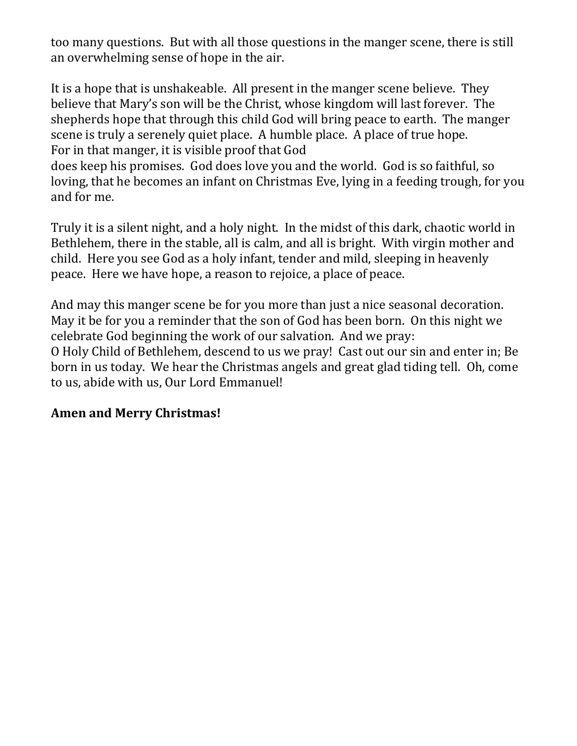too many questions. But with all those questions in the manger scene, there is still an overwhelming sense of hope in the air.

It is a hope that is unshakeable. All present in the manger scene believe. They believe that Mary's son will be the Christ, whose kingdom will last forever. The shepherds hope that through this child God will bring peace to earth. The manger scene is truly a serenely quiet place. A humble place. A place of true hope. For in that manger, it is visible proof that God does keep his promises. God does love you and the world. God is so faithful, so loving, that he becomes an infant on Christmas Eve, lying in a feeding trough, for you and for me.

Truly it is a silent night, and a holy night. In the midst of this dark, chaotic world in Bethlehem, there in the stable, all is calm, and all is bright. With virgin mother and child. Here you see God as a holy infant, tender and mild, sleeping in heavenly peace. Here we have hope, a reason to rejoice, a place of peace.

And may this manger scene be for you more than just a nice seasonal decoration. May it be for you a reminder that the son of God has been born. On this night we celebrate God beginning the work of our salvation. And we pray:
O Holy Child of Bethlehem, descend to us we pray! Cast out our sin and enter in; Be born in us today. We hear the Christmas angels and great glad tiding tell. Oh, come to us, abide with us, Our Lord Emmanuel!

**Amen and Merry Christmas!**